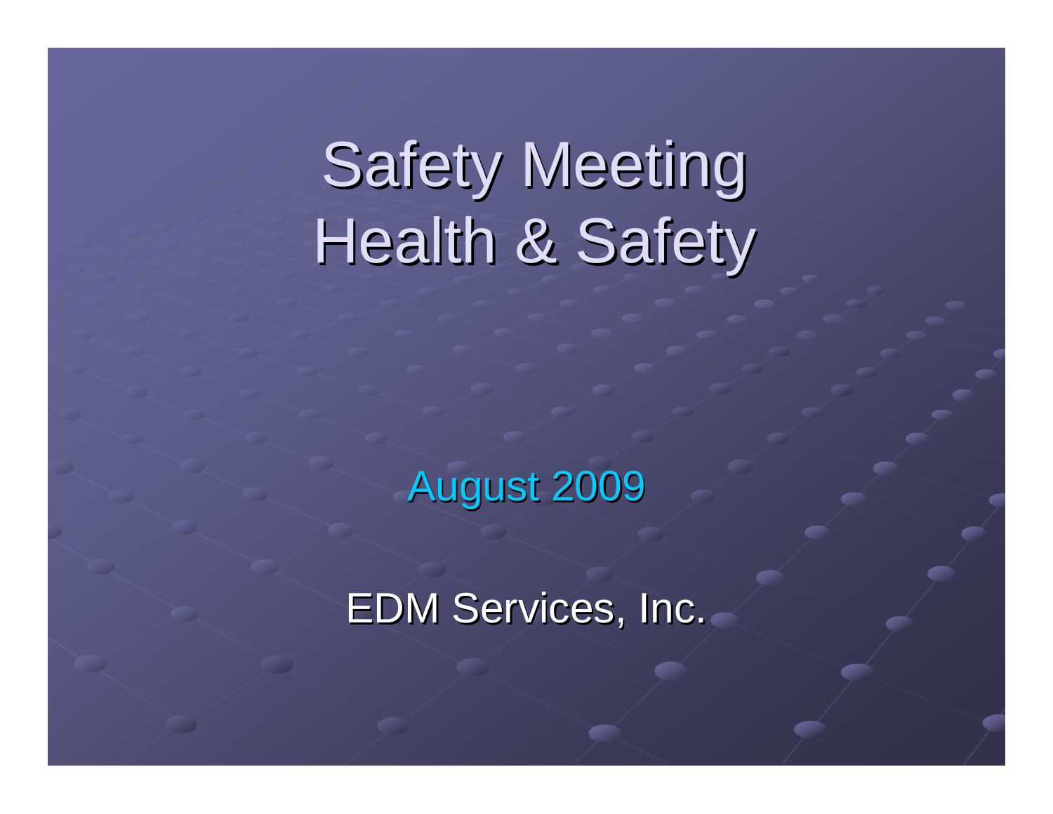# Safety Meeting
# Health & Safety

August 2009

EDM Services, Inc.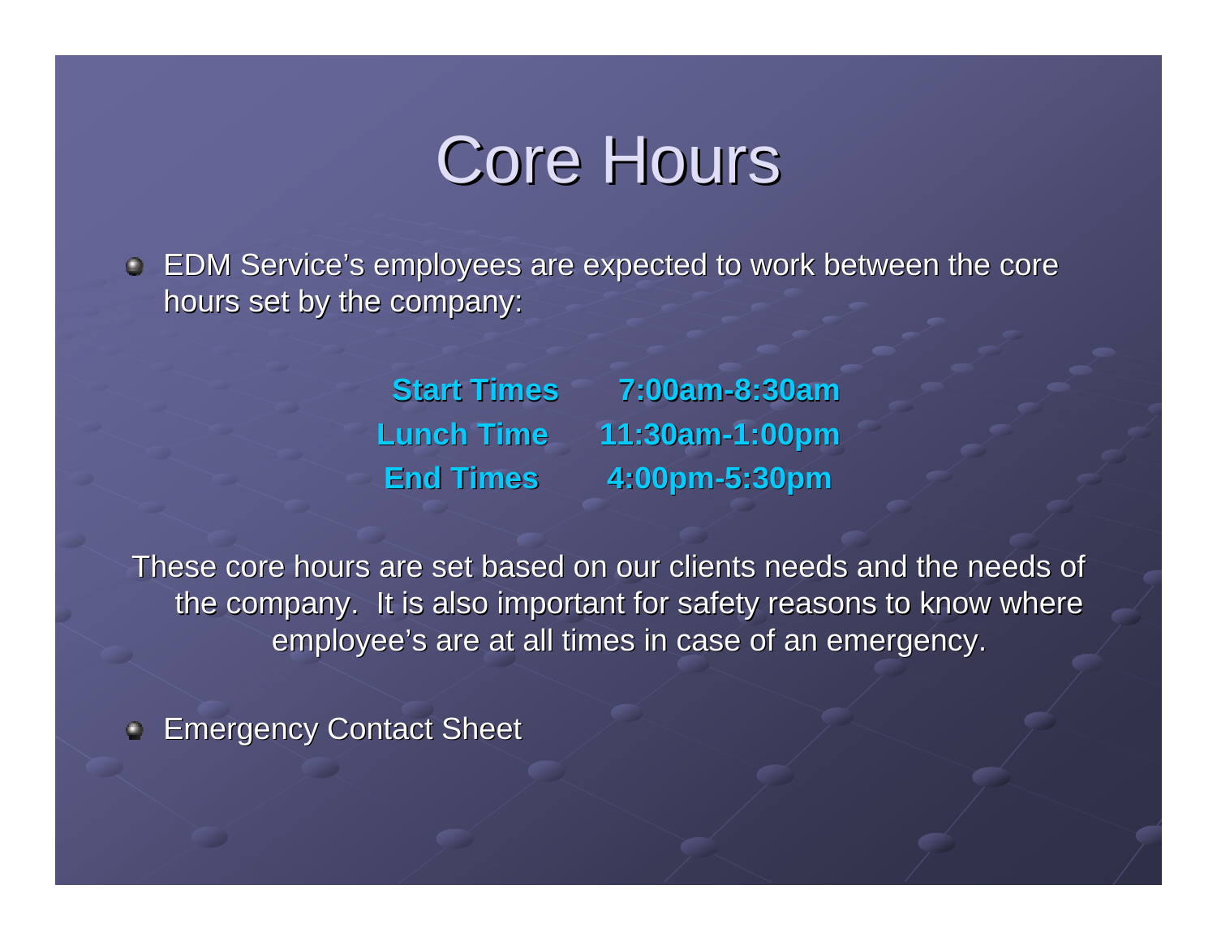# Core Hours

- EDM Service's employees are expected to work between the core hours set by the company:

| | |
|---|---|
| **Start Times** | **7:00am-8:30am** |
| **Lunch Time** | **11:30am-1:00pm** |
| **End Times** | **4:00pm-5:30pm** |

These core hours are set based on our clients needs and the needs of the company. It is also important for safety reasons to know where employee's are at all times in case of an emergency.

- Emergency Contact Sheet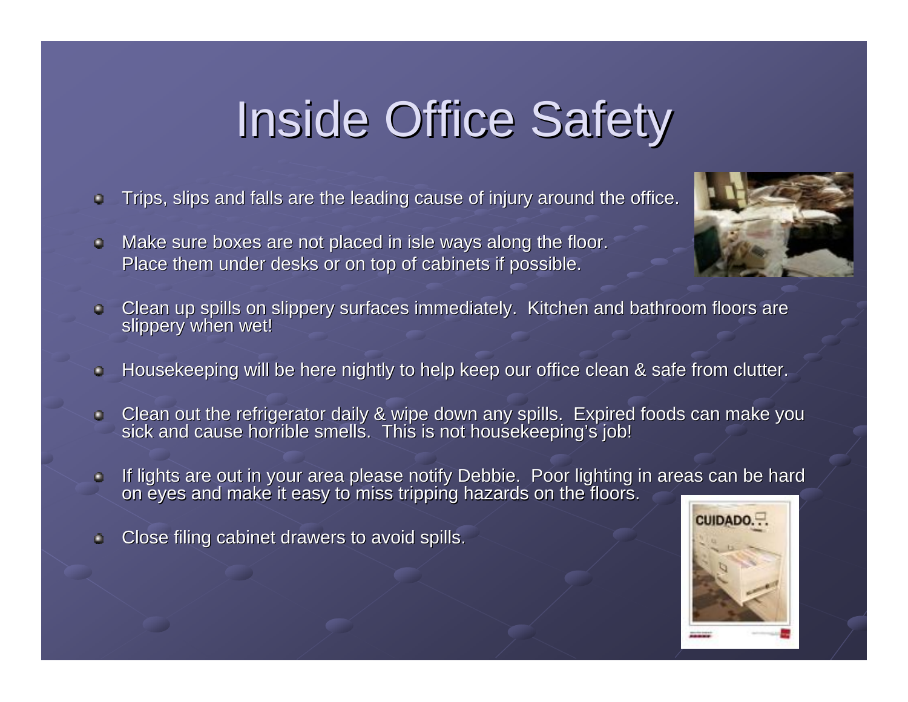# Inside Office Safety

- Trips, slips and falls are the leading cause of injury around the office.
- Make sure boxes are not placed in isle ways along the floor. Place them under desks or on top of cabinets if possible.
- Clean up spills on slippery surfaces immediately. Kitchen and bathroom floors are slippery when wet!
- Housekeeping will be here nightly to help keep our office clean & safe from clutter.
- Clean out the refrigerator daily & wipe down any spills. Expired foods can make you sick and cause horrible smells. This is not housekeeping's job!
- If lights are out in your area please notify Debbie. Poor lighting in areas can be hard on eyes and make it easy to miss tripping hazards on the floors.
- Close filing cabinet drawers to avoid spills.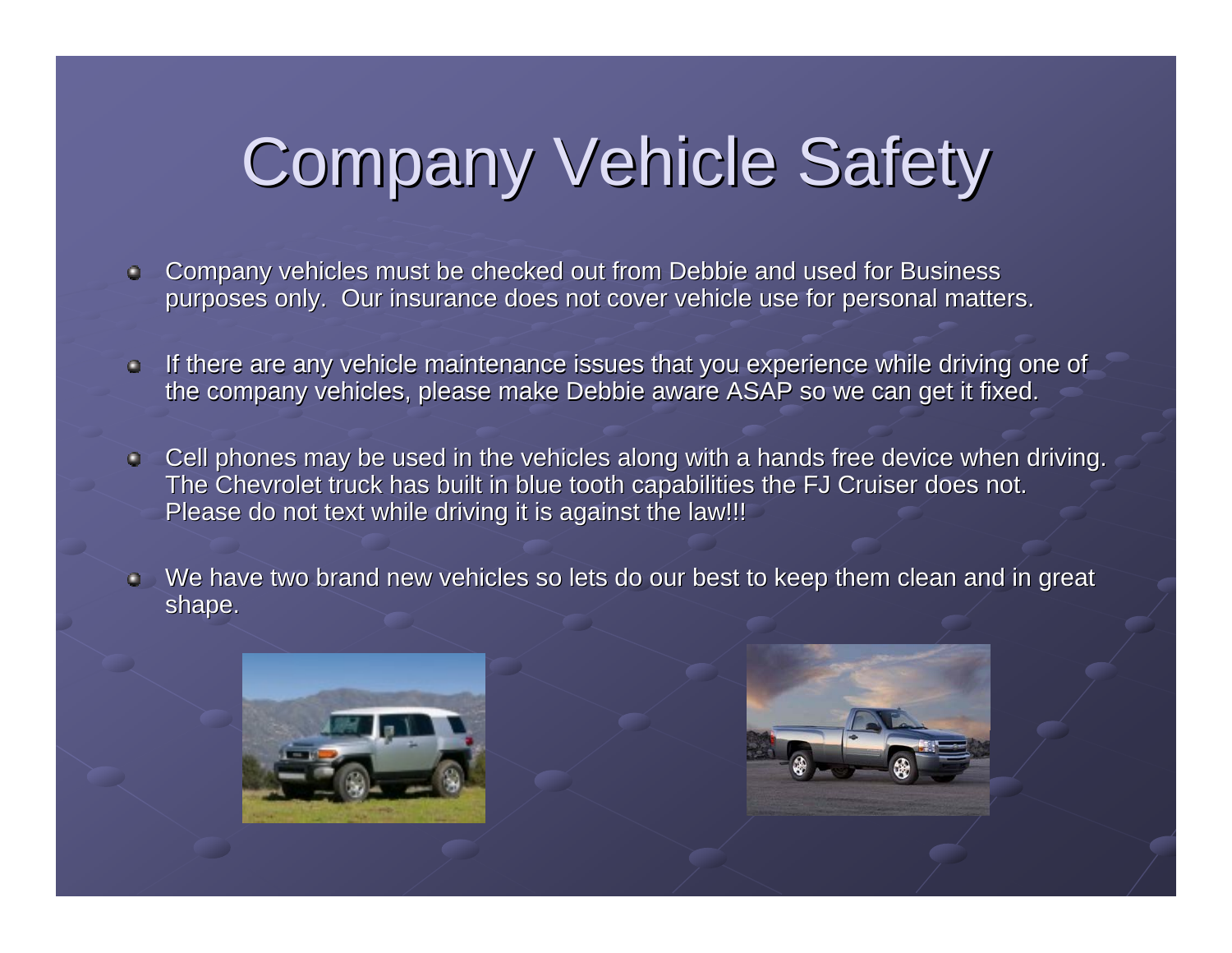# Company Vehicle Safety

- Company vehicles must be checked out from Debbie and used for Business purposes only. Our insurance does not cover vehicle use for personal matters.
- If there are any vehicle maintenance issues that you experience while driving one of the company vehicles, please make Debbie aware ASAP so we can get it fixed.
- Cell phones may be used in the vehicles along with a hands free device when driving. The Chevrolet truck has built in blue tooth capabilities the FJ Cruiser does not. Please do not text while driving it is against the law!!!
- We have two brand new vehicles so lets do our best to keep them clean and in great shape.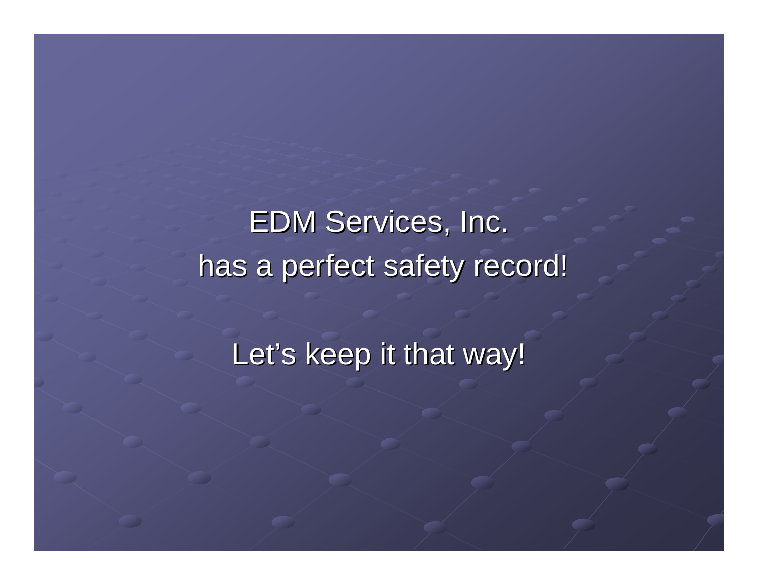EDM Services, Inc.
has a perfect safety record!

Let’s keep it that way!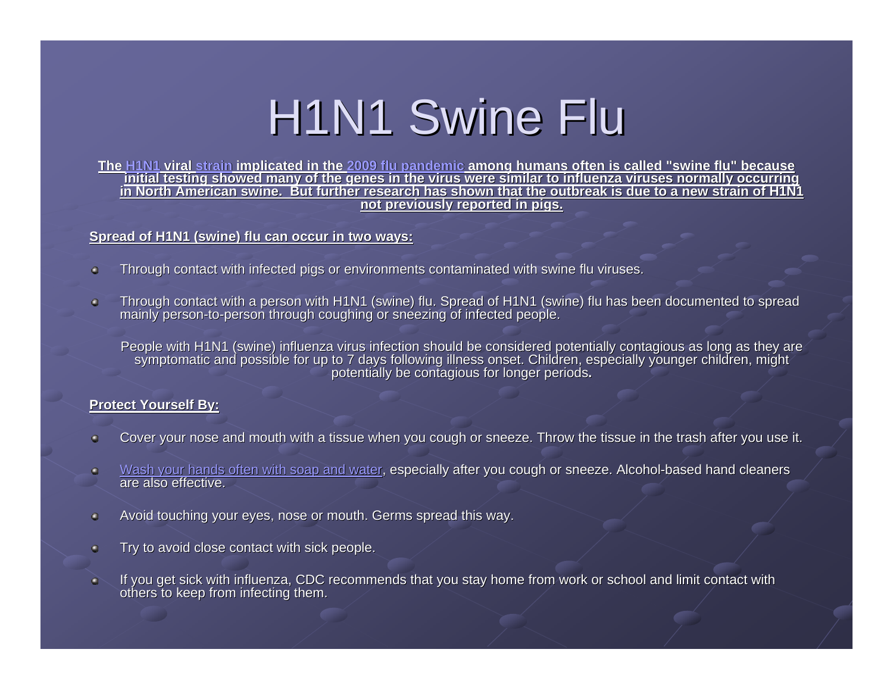# H1N1 Swine Flu

**The H1N1 viral strain implicated in the 2009 flu pandemic among humans often is called "swine flu" because initial testing showed many of the genes in the virus were similar to influenza viruses normally occurring in North American swine. But further research has shown that the outbreak is due to a new strain of H1N1 not previously reported in pigs.**

**Spread of H1N1 (swine) flu can occur in two ways:**

- Through contact with infected pigs or environments contaminated with swine flu viruses.
- Through contact with a person with H1N1 (swine) flu. Spread of H1N1 (swine) flu has been documented to spread mainly person-to-person through coughing or sneezing of infected people.

People with H1N1 (swine) influenza virus infection should be considered potentially contagious as long as they are symptomatic and possible for up to 7 days following illness onset. Children, especially younger children, might potentially be contagious for longer periods.

**Protect Yourself By:**

- Cover your nose and mouth with a tissue when you cough or sneeze. Throw the tissue in the trash after you use it.
- Wash your hands often with soap and water, especially after you cough or sneeze. Alcohol-based hand cleaners are also effective.
- Avoid touching your eyes, nose or mouth. Germs spread this way.
- Try to avoid close contact with sick people.
- If you get sick with influenza, CDC recommends that you stay home from work or school and limit contact with others to keep from infecting them.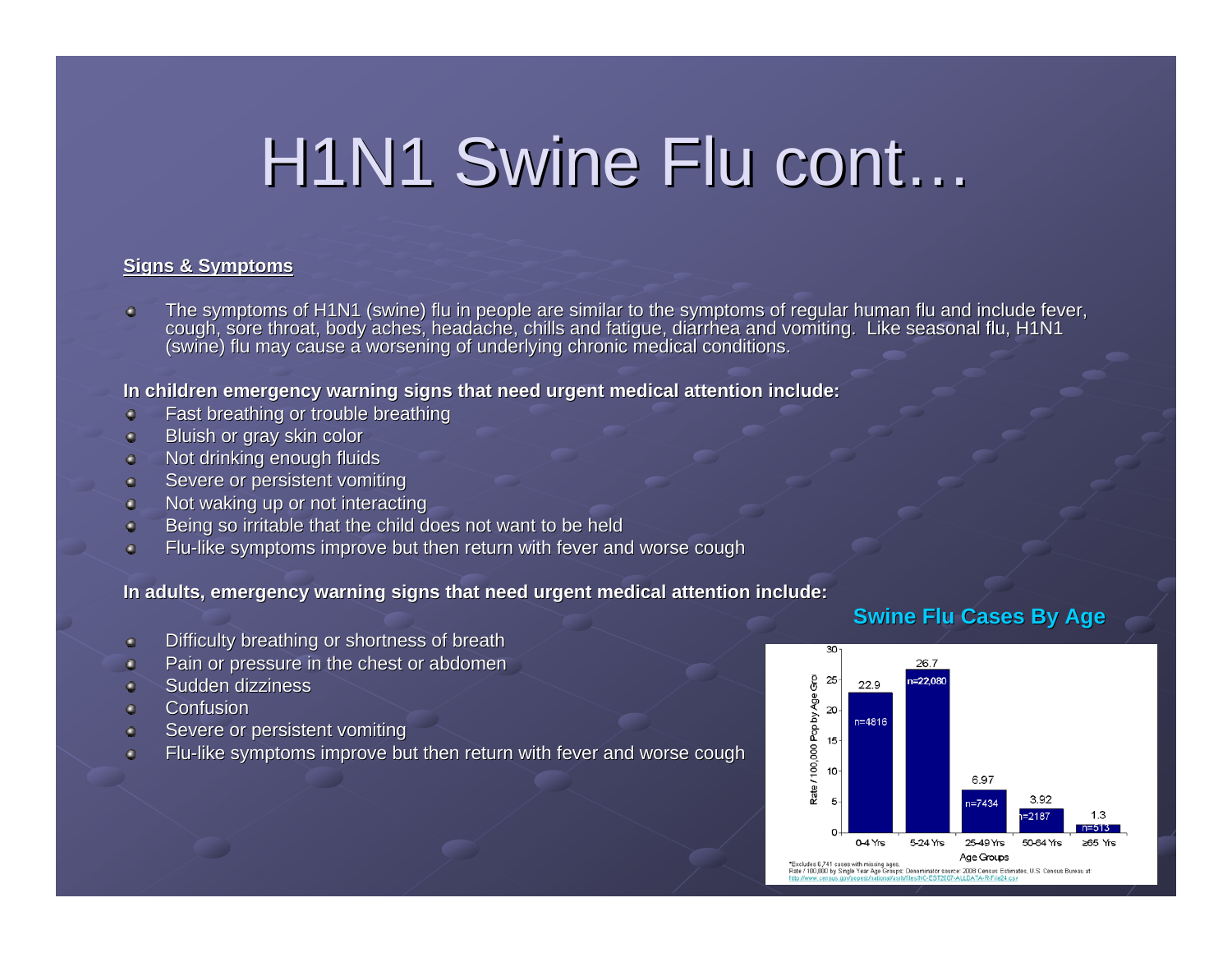# H1N1 Swine Flu cont…

**Signs & Symptoms**

- The symptoms of H1N1 (swine) flu in people are similar to the symptoms of regular human flu and include fever, cough, sore throat, body aches, headache, chills and fatigue, diarrhea and vomiting. Like seasonal flu, H1N1 (swine) flu may cause a worsening of underlying chronic medical conditions.

**In children emergency warning signs that need urgent medical attention include:**

- Fast breathing or trouble breathing
- Bluish or gray skin color
- Not drinking enough fluids
- Severe or persistent vomiting
- Not waking up or not interacting
- Being so irritable that the child does not want to be held
- Flu-like symptoms improve but then return with fever and worse cough

**In adults, emergency warning signs that need urgent medical attention include:**

- Difficulty breathing or shortness of breath
- Pain or pressure in the chest or abdomen
- Sudden dizziness
- Confusion
- Severe or persistent vomiting
- Flu-like symptoms improve but then return with fever and worse cough

**Swine Flu Cases By Age**

| Age Groups | Rate / 100,000 Pop by Age Group | n |
|---|---|---|
| 0-4 Yrs | 22.9 | n=4816 |
| 5-24 Yrs | 26.7 | n=22,080 |
| 25-49 Yrs | 6.97 | n=7434 |
| 50-64 Yrs | 3.92 | n=2187 |
| ≥65 Yrs | 1.3 | n=513 |

*Excludes 6,741 cases with missing ages.
Rate / 100,000 by Single Year Age Groups: Denominator source: 2008 Census Estimates, U.S. Census Bureau at http://www.census.gov/popest/national/asrh/files/NC-EST2007-ALLDATA-R-File24.csv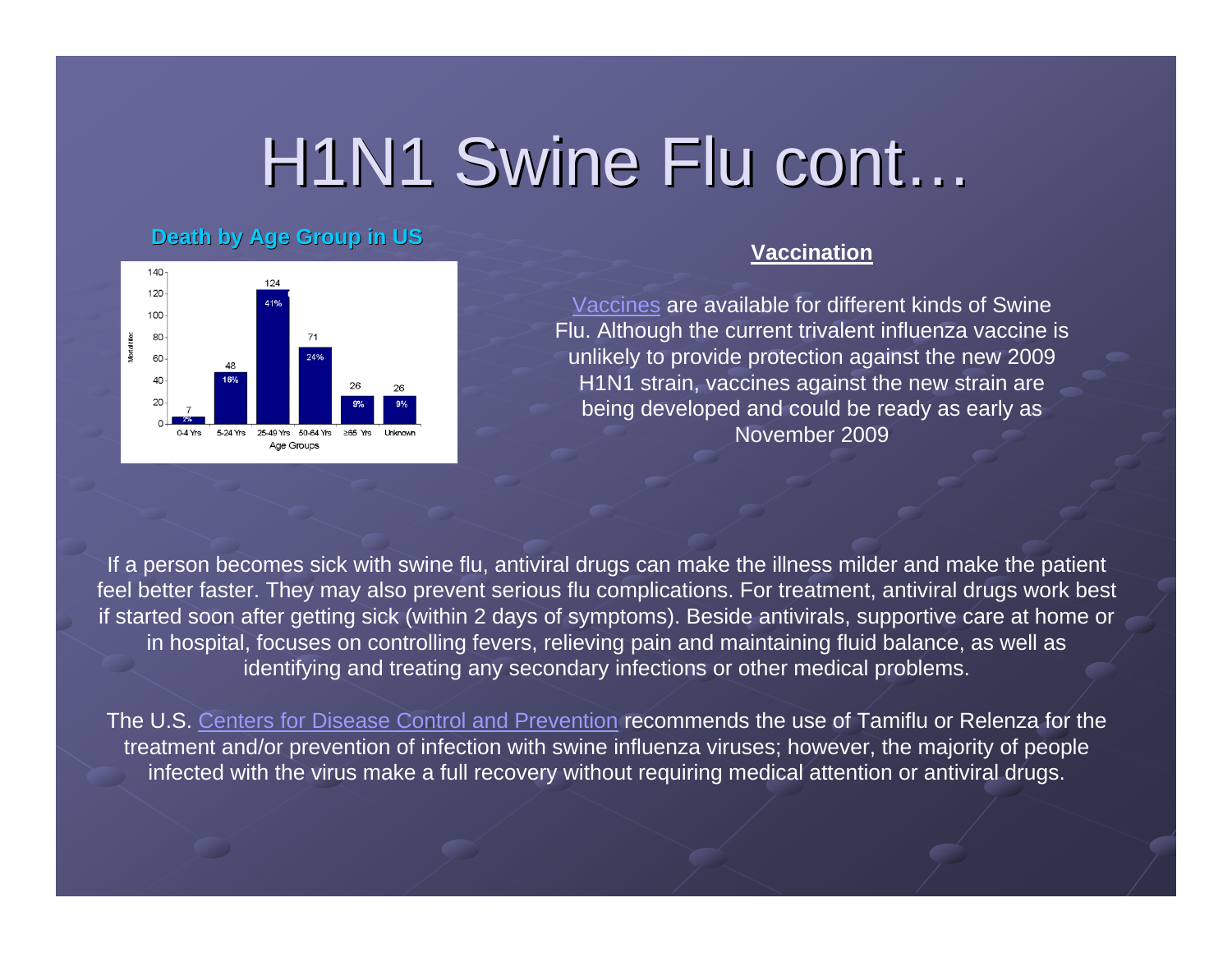# H1N1 Swine Flu cont…

**Death by Age Group in US**

| Age Groups | Mortalities | % |
|---|---|---|
| 0-4 Yrs | 7 | 2% |
| 5-24 Yrs | 48 | 16% |
| 25-49 Yrs | 124 | 41% |
| 50-64 Yrs | 71 | 24% |
| ≥65 Yrs | 26 | 9% |
| Unknown | 26 | 9% |

**Vaccination**

Vaccines are available for different kinds of Swine Flu. Although the current trivalent influenza vaccine is unlikely to provide protection against the new 2009 H1N1 strain, vaccines against the new strain are being developed and could be ready as early as November 2009

If a person becomes sick with swine flu, antiviral drugs can make the illness milder and make the patient feel better faster. They may also prevent serious flu complications. For treatment, antiviral drugs work best if started soon after getting sick (within 2 days of symptoms). Beside antivirals, supportive care at home or in hospital, focuses on controlling fevers, relieving pain and maintaining fluid balance, as well as identifying and treating any secondary infections or other medical problems.

The U.S. Centers for Disease Control and Prevention recommends the use of Tamiflu or Relenza for the treatment and/or prevention of infection with swine influenza viruses; however, the majority of people infected with the virus make a full recovery without requiring medical attention or antiviral drugs.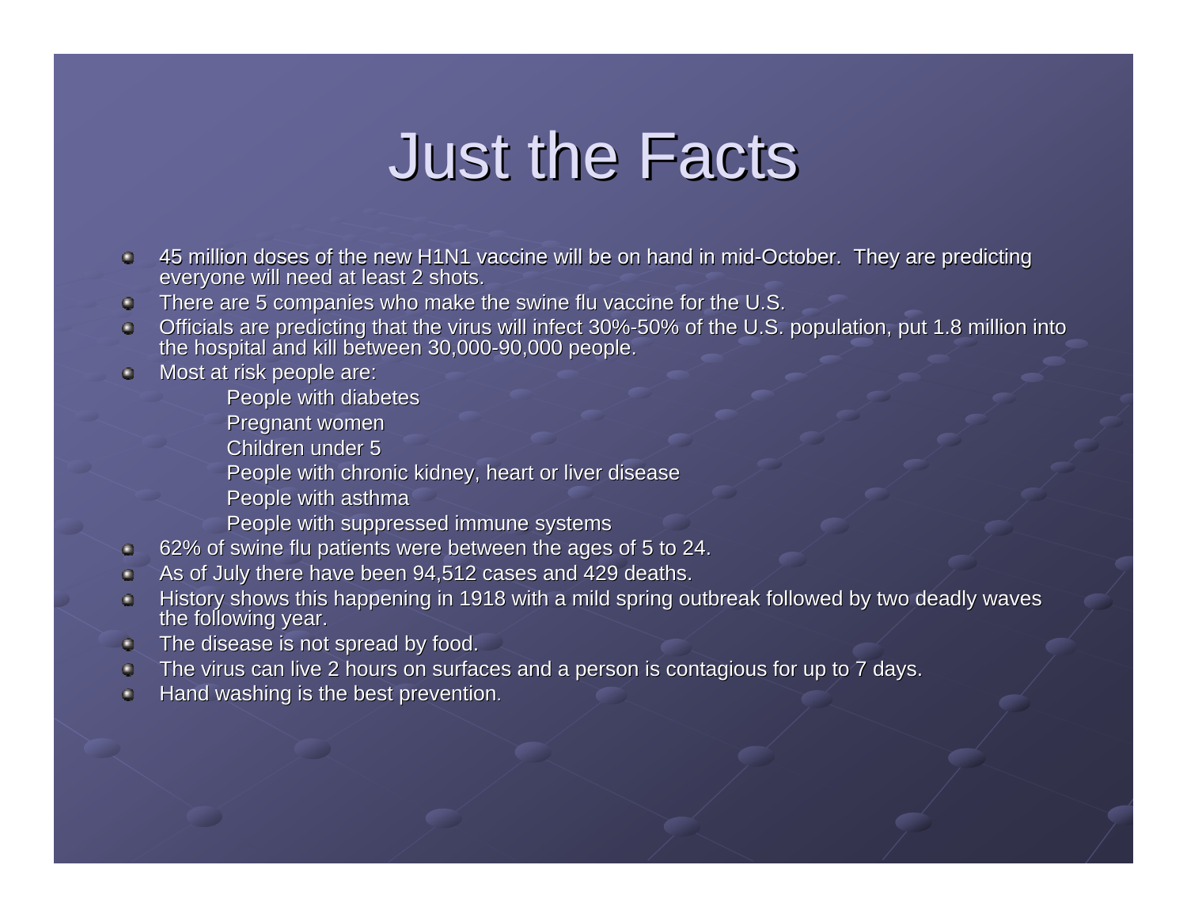# Just the Facts

- 45 million doses of the new H1N1 vaccine will be on hand in mid-October. They are predicting everyone will need at least 2 shots.
- There are 5 companies who make the swine flu vaccine for the U.S.
- Officials are predicting that the virus will infect 30%-50% of the U.S. population, put 1.8 million into the hospital and kill between 30,000-90,000 people.
- Most at risk people are:
  - People with diabetes
  - Pregnant women
  - Children under 5
  - People with chronic kidney, heart or liver disease
  - People with asthma
  - People with suppressed immune systems
- 62% of swine flu patients were between the ages of 5 to 24.
- As of July there have been 94,512 cases and 429 deaths.
- History shows this happening in 1918 with a mild spring outbreak followed by two deadly waves the following year.
- The disease is not spread by food.
- The virus can live 2 hours on surfaces and a person is contagious for up to 7 days.
- Hand washing is the best prevention.